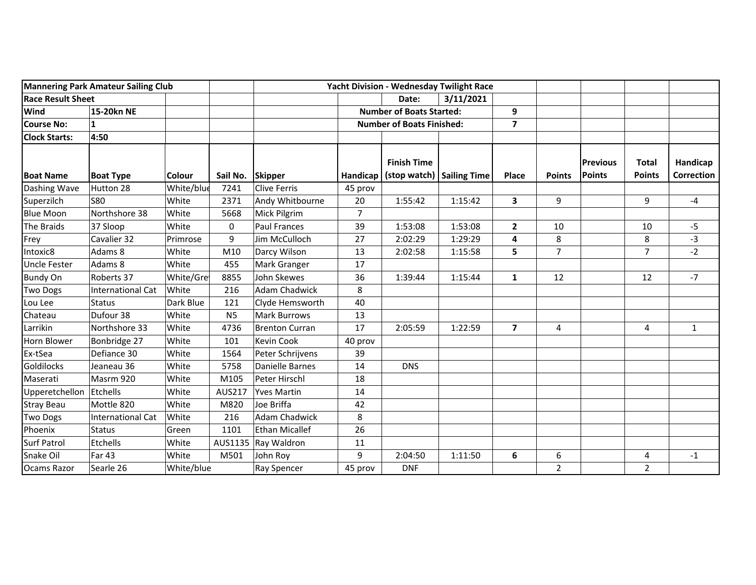| Mannering Park Amateur Sailing Club | | | | | | Yacht Division - Wednesday Twilight Race | | | | | | |
|---|---|---|---|---|---|---|---|---|---|---|---|---|
| **Race Result Sheet** | | | | | | Date: | 3/11/2021 | | | | | |
| **Wind** | **15-20kn NE** | | | | Number of Boats Started: | | | 9 | | | | |
| **Course No:** | **1** | | | | Number of Boats Finished: | | | 7 | | | | |
| **Clock Starts:** | **4:50** | | | | | | | | | | | |
| **Boat Name** | **Boat Type** | **Colour** | **Sail No.** | **Skipper** | **Handicap** | **Finish Time (stop watch)** | **Sailing Time** | **Place** | **Points** | **Previous Points** | **Total Points** | **Handicap Correction** |
| Dashing Wave | Hutton 28 | White/blue | 7241 | Clive Ferris | 45 prov | | | | | | | |
| Superzilch | S80 | White | 2371 | Andy Whitbourne | 20 | 1:55:42 | 1:15:42 | **3** | 9 | | 9 | -4 |
| Blue Moon | Northshore 38 | White | 5668 | Mick Pilgrim | 7 | | | | | | | |
| The Braids | 37 Sloop | White | 0 | Paul Frances | 39 | 1:53:08 | 1:53:08 | **2** | 10 | | 10 | -5 |
| Frey | Cavalier 32 | Primrose | 9 | Jim McCulloch | 27 | 2:02:29 | 1:29:29 | **4** | 8 | | 8 | -3 |
| Intoxic8 | Adams 8 | White | M10 | Darcy Wilson | 13 | 2:02:58 | 1:15:58 | **5** | 7 | | 7 | -2 |
| Uncle Fester | Adams 8 | White | 455 | Mark Granger | 17 | | | | | | | |
| Bundy On | Roberts 37 | White/Grey | 8855 | John Skewes | 36 | 1:39:44 | 1:15:44 | **1** | 12 | | 12 | -7 |
| Two Dogs | International Cat | White | 216 | Adam Chadwick | 8 | | | | | | | |
| Lou Lee | Status | Dark Blue | 121 | Clyde Hemsworth | 40 | | | | | | | |
| Chateau | Dufour 38 | White | N5 | Mark Burrows | 13 | | | | | | | |
| Larrikin | Northshore 33 | White | 4736 | Brenton Curran | 17 | 2:05:59 | 1:22:59 | **7** | 4 | | 4 | 1 |
| Horn Blower | Bonbridge 27 | White | 101 | Kevin Cook | 40 prov | | | | | | | |
| Ex-tSea | Defiance 30 | White | 1564 | Peter Schrijvens | 39 | | | | | | | |
| Goldilocks | Jeaneau 36 | White | 5758 | Danielle Barnes | 14 | DNS | | | | | | |
| Maserati | Masrm 920 | White | M105 | Peter Hirschl | 18 | | | | | | | |
| Upperetchellon | Etchells | White | AUS217 | Yves Martin | 14 | | | | | | | |
| Stray Beau | Mottle 820 | White | M820 | Joe Briffa | 42 | | | | | | | |
| Two Dogs | International Cat | White | 216 | Adam Chadwick | 8 | | | | | | | |
| Phoenix | Status | Green | 1101 | Ethan Micallef | 26 | | | | | | | |
| Surf Patrol | Etchells | White | AUS1135 | Ray Waldron | 11 | | | | | | | |
| Snake Oil | Far 43 | White | M501 | John Roy | 9 | 2:04:50 | 1:11:50 | **6** | 6 | | 4 | -1 |
| Ocams Razor | Searle 26 | White/blue | | Ray Spencer | 45 prov | DNF | | | 2 | | 2 | |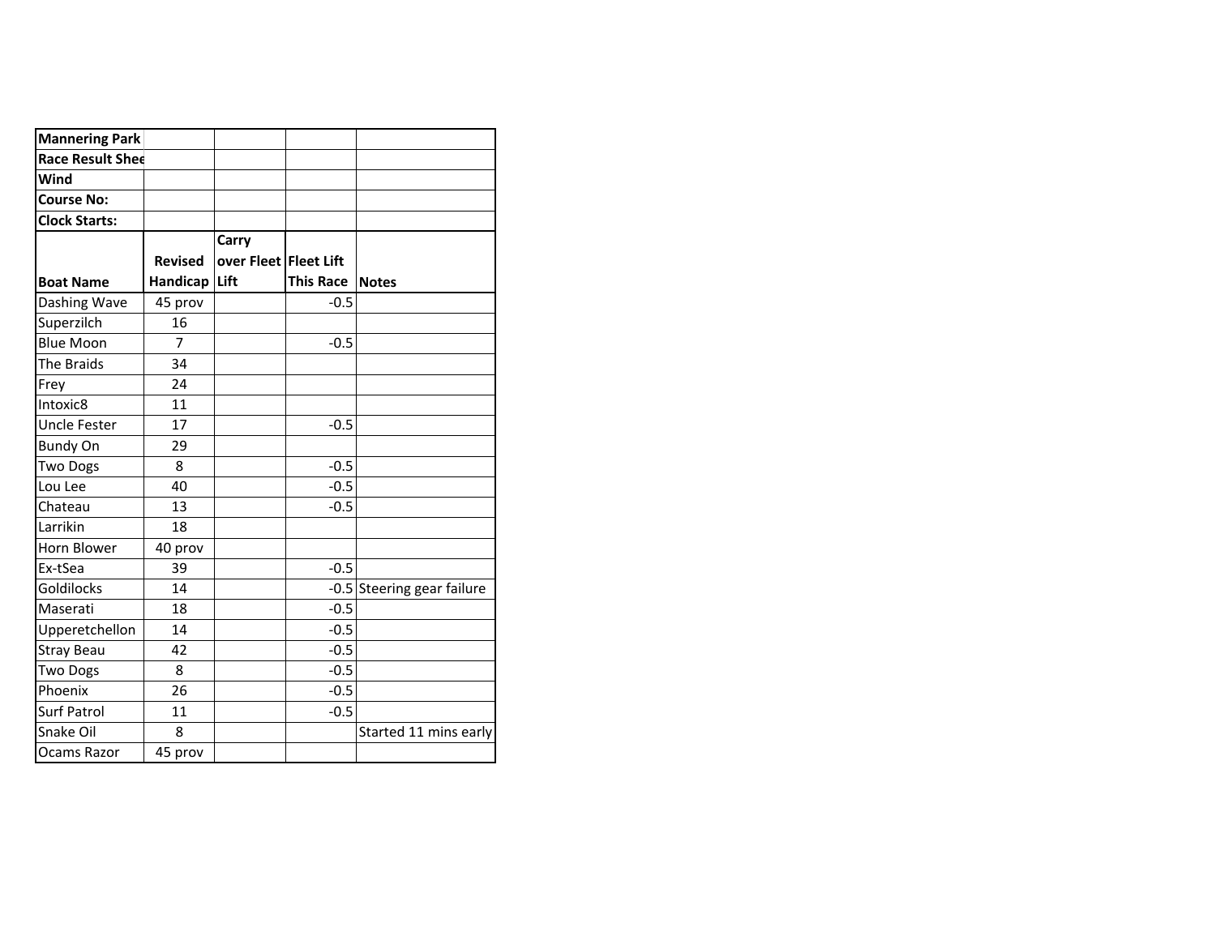| | | | | |
|---|---|---|---|---|
| **Mannering Park** | | | | |
| **Race Result Shee** | | | | |
| **Wind** | | | | |
| **Course No:** | | | | |
| **Clock Starts:** | | | | |
| **Boat Name** | **Revised Handicap** | **Carry over Fleet Lift** | **Fleet Lift This Race** | **Notes** |
| Dashing Wave | 45 prov | | -0.5 | |
| Superzilch | 16 | | | |
| Blue Moon | 7 | | -0.5 | |
| The Braids | 34 | | | |
| Frey | 24 | | | |
| Intoxic8 | 11 | | | |
| Uncle Fester | 17 | | -0.5 | |
| Bundy On | 29 | | | |
| Two Dogs | 8 | | -0.5 | |
| Lou Lee | 40 | | -0.5 | |
| Chateau | 13 | | -0.5 | |
| Larrikin | 18 | | | |
| Horn Blower | 40 prov | | | |
| Ex-tSea | 39 | | -0.5 | |
| Goldilocks | 14 | | -0.5 | Steering gear failure |
| Maserati | 18 | | -0.5 | |
| Upperetchellon | 14 | | -0.5 | |
| Stray Beau | 42 | | -0.5 | |
| Two Dogs | 8 | | -0.5 | |
| Phoenix | 26 | | -0.5 | |
| Surf Patrol | 11 | | -0.5 | |
| Snake Oil | 8 | | | Started 11 mins early |
| Ocams Razor | 45 prov | | | |